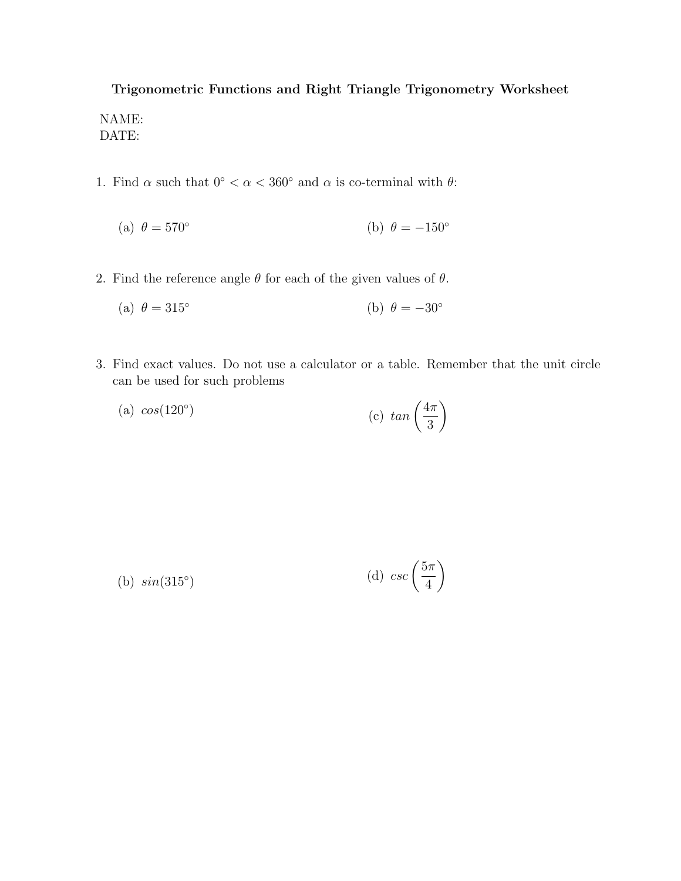**Trigonometric Functions and Right Triangle Trigonometry Worksheet**

NAME:
DATE:

1. Find $\alpha$ such that $0° < \alpha < 360°$ and $\alpha$ is co-terminal with $\theta$:

   (a) $\theta = 570°$

   (b) $\theta = -150°$

2. Find the reference angle $\theta$ for each of the given values of $\theta$.

   (a) $\theta = 315°$

   (b) $\theta = -30°$

3. Find exact values. Do not use a calculator or a table. Remember that the unit circle can be used for such problems

   (a) $cos(120°)$

   (b) $sin(315°)$

   (c) $tan\left(\frac{4\pi}{3}\right)$

   (d) $csc\left(\frac{5\pi}{4}\right)$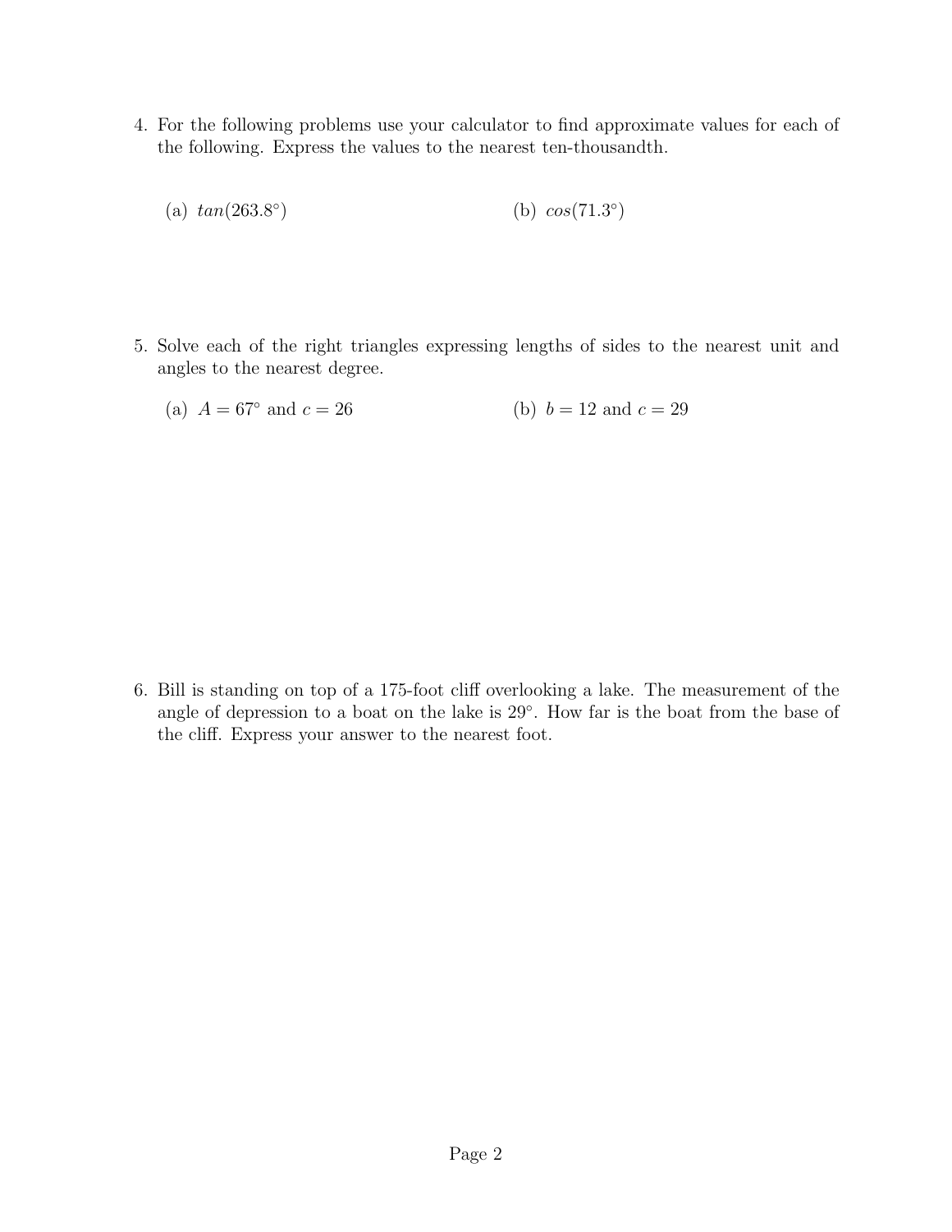4. For the following problems use your calculator to find approximate values for each of the following. Express the values to the nearest ten-thousandth.

   (a) $tan(263.8°)$

   (b) $cos(71.3°)$

5. Solve each of the right triangles expressing lengths of sides to the nearest unit and angles to the nearest degree.

   (a) $A = 67°$ and $c = 26$

   (b) $b = 12$ and $c = 29$

6. Bill is standing on top of a 175-foot cliff overlooking a lake. The measurement of the angle of depression to a boat on the lake is 29°. How far is the boat from the base of the cliff. Express your answer to the nearest foot.